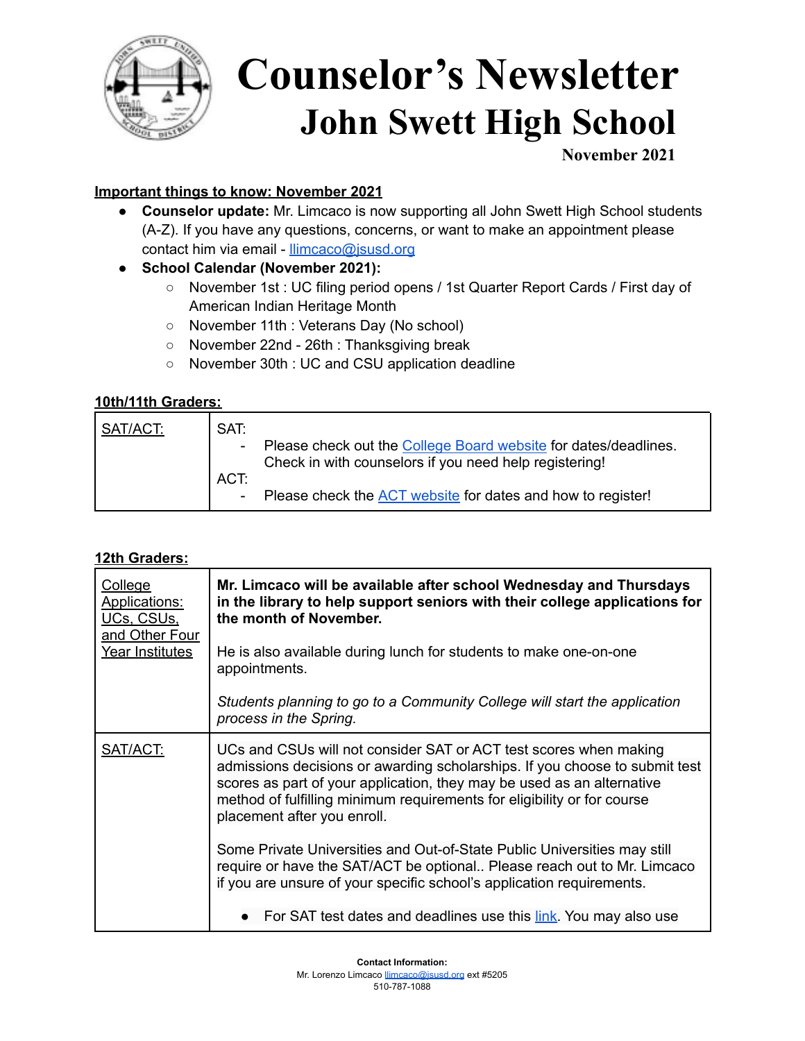# Counselor's Newsletter

## John Swett High School

**November 2021**

**Important things to know: November 2021**

- **Counselor update:** Mr. Limcaco is now supporting all John Swett High School students (A-Z). If you have any questions, concerns, or want to make an appointment please contact him via email - llimcaco@jsusd.org
- **School Calendar (November 2021):**
  - November 1st : UC filing period opens / 1st Quarter Report Cards / First day of American Indian Heritage Month
  - November 11th : Veterans Day (No school)
  - November 22nd - 26th : Thanksgiving break
  - November 30th : UC and CSU application deadline

**10th/11th Graders:**

| SAT/ACT: | SAT:<br>- Please check out the College Board website for dates/deadlines. Check in with counselors if you need help registering!<br>ACT:<br>- Please check the ACT website for dates and how to register! |
|---|---|

**12th Graders:**

| College Applications: UCs, CSUs, and Other Four Year Institutes | **Mr. Limcaco will be available after school Wednesday and Thursdays in the library to help support seniors with their college applications for the month of November.**<br><br>He is also available during lunch for students to make one-on-one appointments.<br><br>*Students planning to go to a Community College will start the application process in the Spring.* |
|---|---|
| SAT/ACT: | UCs and CSUs will not consider SAT or ACT test scores when making admissions decisions or awarding scholarships. If you choose to submit test scores as part of your application, they may be used as an alternative method of fulfilling minimum requirements for eligibility or for course placement after you enroll.<br><br>Some Private Universities and Out-of-State Public Universities may still require or have the SAT/ACT be optional.. Please reach out to Mr. Limcaco if you are unsure of your specific school's application requirements.<br><br>- For SAT test dates and deadlines use this link. You may also use |

**Contact Information:**
Mr. Lorenzo Limcaco llimcaco@jsusd.org ext #5205
510-787-1088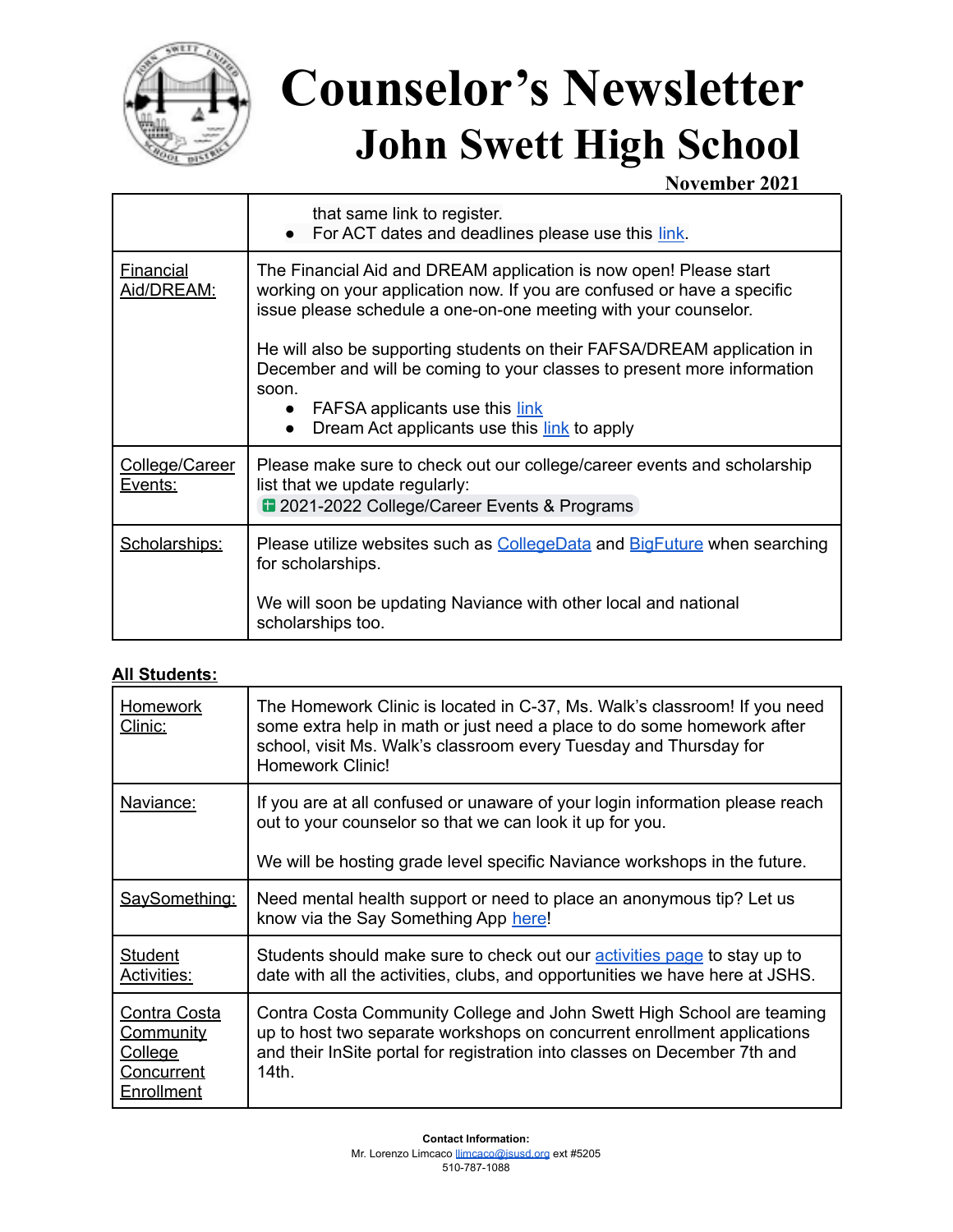# Counselor's Newsletter

## John Swett High School

November 2021

| | |
|---|---|
| | that same link to register.<br>● For ACT dates and deadlines please use this link. |
| Financial Aid/DREAM: | The Financial Aid and DREAM application is now open! Please start working on your application now. If you are confused or have a specific issue please schedule a one-on-one meeting with your counselor.<br><br>He will also be supporting students on their FAFSA/DREAM application in December and will be coming to your classes to present more information soon.<br>● FAFSA applicants use this link<br>● Dream Act applicants use this link to apply |
| College/Career Events: | Please make sure to check out our college/career events and scholarship list that we update regularly:<br>2021-2022 College/Career Events & Programs |
| Scholarships: | Please utilize websites such as CollegeData and BigFuture when searching for scholarships.<br><br>We will soon be updating Naviance with other local and national scholarships too. |

**All Students:**

| | |
|---|---|
| Homework Clinic: | The Homework Clinic is located in C-37, Ms. Walk's classroom! If you need some extra help in math or just need a place to do some homework after school, visit Ms. Walk's classroom every Tuesday and Thursday for Homework Clinic! |
| Naviance: | If you are at all confused or unaware of your login information please reach out to your counselor so that we can look it up for you.<br><br>We will be hosting grade level specific Naviance workshops in the future. |
| SaySomething: | Need mental health support or need to place an anonymous tip? Let us know via the Say Something App here! |
| Student Activities: | Students should make sure to check out our activities page to stay up to date with all the activities, clubs, and opportunities we have here at JSHS. |
| Contra Costa Community College Concurrent Enrollment | Contra Costa Community College and John Swett High School are teaming up to host two separate workshops on concurrent enrollment applications and their InSite portal for registration into classes on December 7th and 14th. |

**Contact Information:**
Mr. Lorenzo Limcaco llimcaco@jsusd.org ext #5205
510-787-1088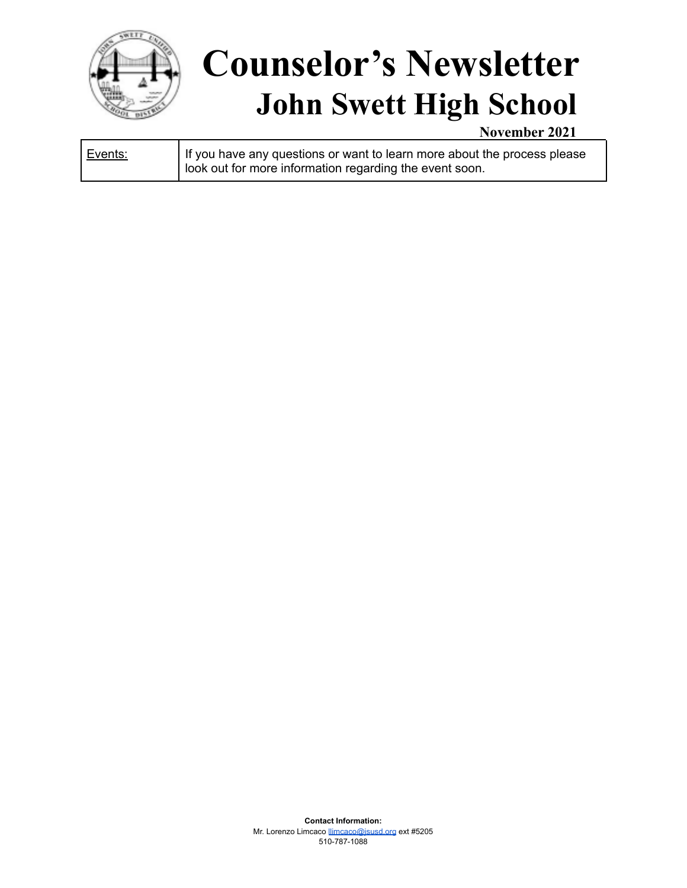# Counselor's Newsletter
## John Swett High School

**November 2021**

| | |
|---|---|
| Events: | If you have any questions or want to learn more about the process please look out for more information regarding the event soon. |

**Contact Information:**
Mr. Lorenzo Limcaco llimcaco@jsusd.org ext #5205
510-787-1088